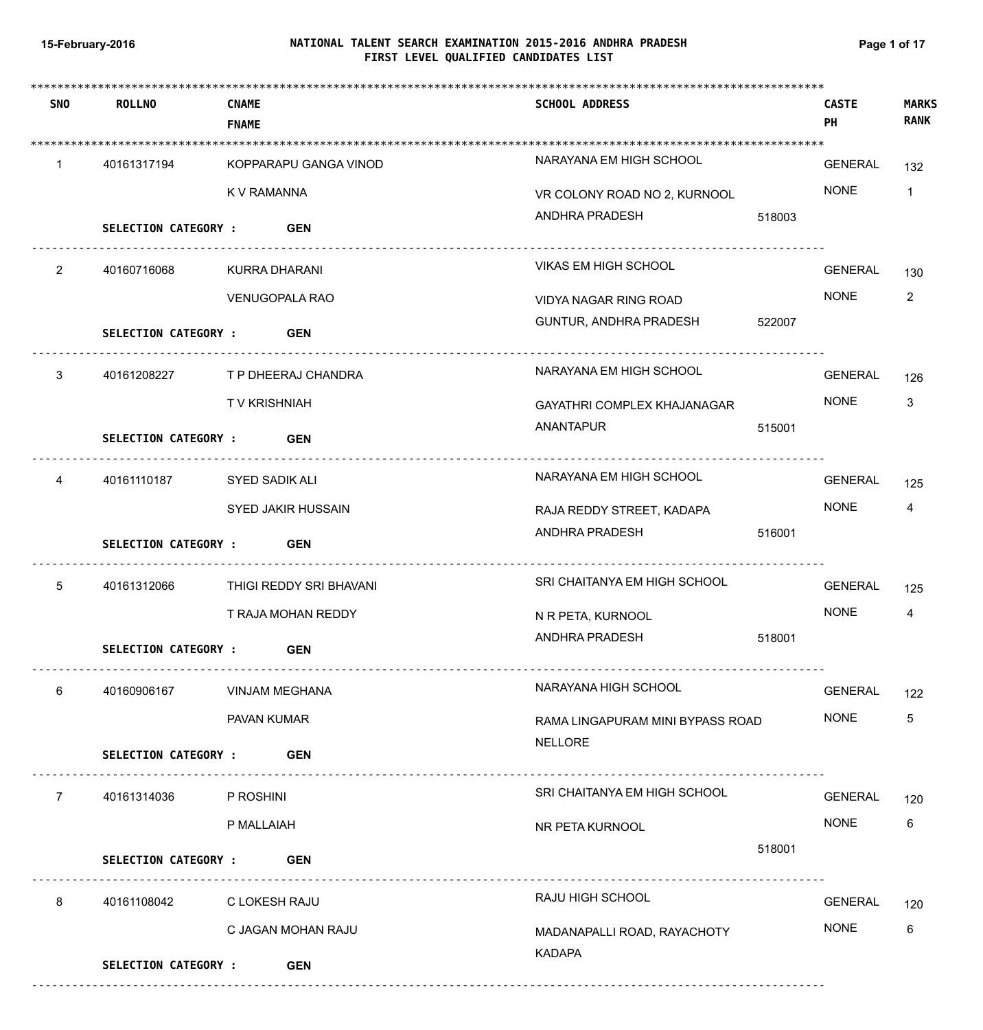# NATIONAL TALENT SEARCH EXAMINATION 2015-2016 ANDHRA PRADESH
## FIRST LEVEL QUALIFIED CANDIDATES LIST

15-February-2016

| SNO | ROLLNO | CNAME / FNAME | SCHOOL ADDRESS | CASTE / PH | MARKS / RANK | SELECTION CATEGORY |
|---|---|---|---|---|---|---|
| 1 | 40161317194 | KOPPARAPU GANGA VINOD / K V RAMANNA | NARAYANA EM HIGH SCHOOL, VR COLONY ROAD NO 2, KURNOOL, ANDHRA PRADESH 518003 | GENERAL / NONE | 132 / 1 | GEN |
| 2 | 40160716068 | KURRA DHARANI / VENUGOPALA RAO | VIKAS EM HIGH SCHOOL, VIDYA NAGAR RING ROAD, GUNTUR, ANDHRA PRADESH 522007 | GENERAL / NONE | 130 / 2 | GEN |
| 3 | 40161208227 | T P DHEERAJ CHANDRA / T V KRISHNIAH | NARAYANA EM HIGH SCHOOL, GAYATHRI COMPLEX KHAJANAGAR, ANANTAPUR 515001 | GENERAL / NONE | 126 / 3 | GEN |
| 4 | 40161110187 | SYED SADIK ALI / SYED JAKIR HUSSAIN | NARAYANA EM HIGH SCHOOL, RAJA REDDY STREET, KADAPA, ANDHRA PRADESH 516001 | GENERAL / NONE | 125 / 4 | GEN |
| 5 | 40161312066 | THIGI REDDY SRI BHAVANI / T RAJA MOHAN REDDY | SRI CHAITANYA EM HIGH SCHOOL, N R PETA, KURNOOL, ANDHRA PRADESH 518001 | GENERAL / NONE | 125 / 4 | GEN |
| 6 | 40160906167 | VINJAM MEGHANA / PAVAN KUMAR | NARAYANA HIGH SCHOOL, RAMA LINGAPURAM MINI BYPASS ROAD, NELLORE | GENERAL / NONE | 122 / 5 | GEN |
| 7 | 40161314036 | P ROSHINI / P MALLAIAH | SRI CHAITANYA EM HIGH SCHOOL, NR PETA KURNOOL 518001 | GENERAL / NONE | 120 / 6 | GEN |
| 8 | 40161108042 | C LOKESH RAJU / C JAGAN MOHAN RAJU | RAJU HIGH SCHOOL, MADANAPALLI ROAD, RAYACHOTY, KADAPA | GENERAL / NONE | 120 / 6 | GEN |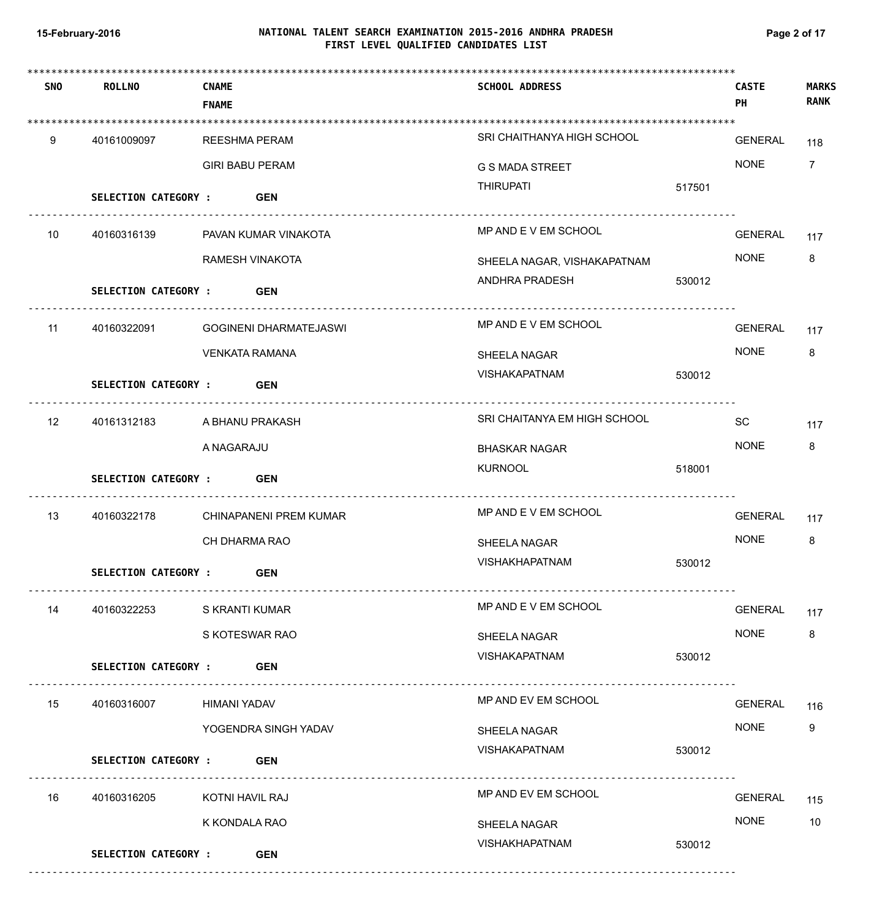# NATIONAL TALENT SEARCH EXAMINATION 2015-2016 ANDHRA PRADESH
## FIRST LEVEL QUALIFIED CANDIDATES LIST

15-February-2016

| SNO | ROLLNO | CNAME / FNAME | SCHOOL ADDRESS | CASTE / PH | MARKS / RANK |
|---|---|---|---|---|---|
| 9 | 40161009097 | REESHMA PERAM<br>GIRI BABU PERAM | SRI CHAITHANYA HIGH SCHOOL<br>G S MADA STREET<br>THIRUPATI 517501 | GENERAL<br>NONE | 118<br>7 |
| | SELECTION CATEGORY : | **GEN** | | | |
| 10 | 40160316139 | PAVAN KUMAR VINAKOTA<br>RAMESH VINAKOTA | MP AND E V EM SCHOOL<br>SHEELA NAGAR, VISHAKAPATNAM<br>ANDHRA PRADESH 530012 | GENERAL<br>NONE | 117<br>8 |
| | SELECTION CATEGORY : | **GEN** | | | |
| 11 | 40160322091 | GOGINENI DHARMATEJASWI<br>VENKATA RAMANA | MP AND E V EM SCHOOL<br>SHEELA NAGAR<br>VISHAKAPATNAM 530012 | GENERAL<br>NONE | 117<br>8 |
| | SELECTION CATEGORY : | **GEN** | | | |
| 12 | 40161312183 | A BHANU PRAKASH<br>A NAGARAJU | SRI CHAITANYA EM HIGH SCHOOL<br>BHASKAR NAGAR<br>KURNOOL 518001 | SC<br>NONE | 117<br>8 |
| | SELECTION CATEGORY : | **GEN** | | | |
| 13 | 40160322178 | CHINAPANENI PREM KUMAR<br>CH DHARMA RAO | MP AND E V EM SCHOOL<br>SHEELA NAGAR<br>VISHAKHAPATNAM 530012 | GENERAL<br>NONE | 117<br>8 |
| | SELECTION CATEGORY : | **GEN** | | | |
| 14 | 40160322253 | S KRANTI KUMAR<br>S KOTESWAR RAO | MP AND E V EM SCHOOL<br>SHEELA NAGAR<br>VISHAKAPATNAM 530012 | GENERAL<br>NONE | 117<br>8 |
| | SELECTION CATEGORY : | **GEN** | | | |
| 15 | 40160316007 | HIMANI YADAV<br>YOGENDRA SINGH YADAV | MP AND EV EM SCHOOL<br>SHEELA NAGAR<br>VISHAKAPATNAM 530012 | GENERAL<br>NONE | 116<br>9 |
| | SELECTION CATEGORY : | **GEN** | | | |
| 16 | 40160316205 | KOTNI HAVIL RAJ<br>K KONDALA RAO | MP AND EV EM SCHOOL<br>SHEELA NAGAR<br>VISHAKHAPATNAM 530012 | GENERAL<br>NONE | 115<br>10 |
| | SELECTION CATEGORY : | **GEN** | | | |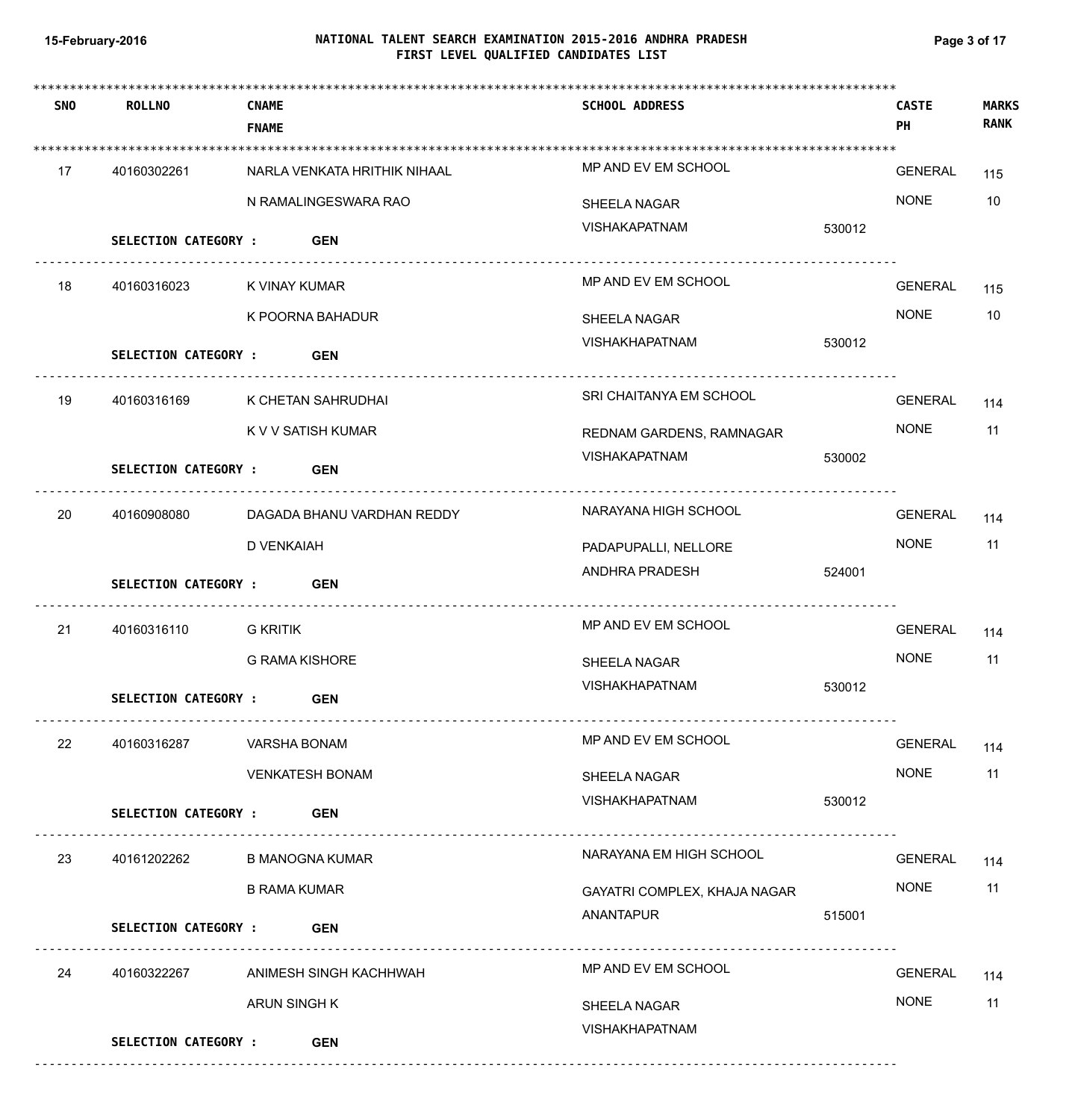# NATIONAL TALENT SEARCH EXAMINATION 2015-2016 ANDHRA PRADESH

## FIRST LEVEL QUALIFIED CANDIDATES LIST

15-February-2016

| SNO | ROLLNO | CNAME / FNAME | SCHOOL ADDRESS | CASTE / PH | MARKS / RANK | SELECTION CATEGORY |
|---|---|---|---|---|---|---|
| 17 | 40160302261 | NARLA VENKATA HRITHIK NIHAAL / N RAMALINGESWARA RAO | MP AND EV EM SCHOOL, SHEELA NAGAR, VISHAKAPATNAM 530012 | GENERAL / NONE | 115 / 10 | GEN |
| 18 | 40160316023 | K VINAY KUMAR / K POORNA BAHADUR | MP AND EV EM SCHOOL, SHEELA NAGAR, VISHAKHAPATNAM 530012 | GENERAL / NONE | 115 / 10 | GEN |
| 19 | 40160316169 | K CHETAN SAHRUDHAI / K V V SATISH KUMAR | SRI CHAITANYA EM SCHOOL, REDNAM GARDENS, RAMNAGAR, VISHAKAPATNAM 530002 | GENERAL / NONE | 114 / 11 | GEN |
| 20 | 40160908080 | DAGADA BHANU VARDHAN REDDY / D VENKAIAH | NARAYANA HIGH SCHOOL, PADAPUPALLI, NELLORE, ANDHRA PRADESH 524001 | GENERAL / NONE | 114 / 11 | GEN |
| 21 | 40160316110 | G KRITIK / G RAMA KISHORE | MP AND EV EM SCHOOL, SHEELA NAGAR, VISHAKHAPATNAM 530012 | GENERAL / NONE | 114 / 11 | GEN |
| 22 | 40160316287 | VARSHA BONAM / VENKATESH BONAM | MP AND EV EM SCHOOL, SHEELA NAGAR, VISHAKHAPATNAM 530012 | GENERAL / NONE | 114 / 11 | GEN |
| 23 | 40161202262 | B MANOGNA KUMAR / B RAMA KUMAR | NARAYANA EM HIGH SCHOOL, GAYATRI COMPLEX, KHAJA NAGAR, ANANTAPUR 515001 | GENERAL / NONE | 114 / 11 | GEN |
| 24 | 40160322267 | ANIMESH SINGH KACHHWAH / ARUN SINGH K | MP AND EV EM SCHOOL, SHEELA NAGAR, VISHAKHAPATNAM | GENERAL / NONE | 114 / 11 | GEN |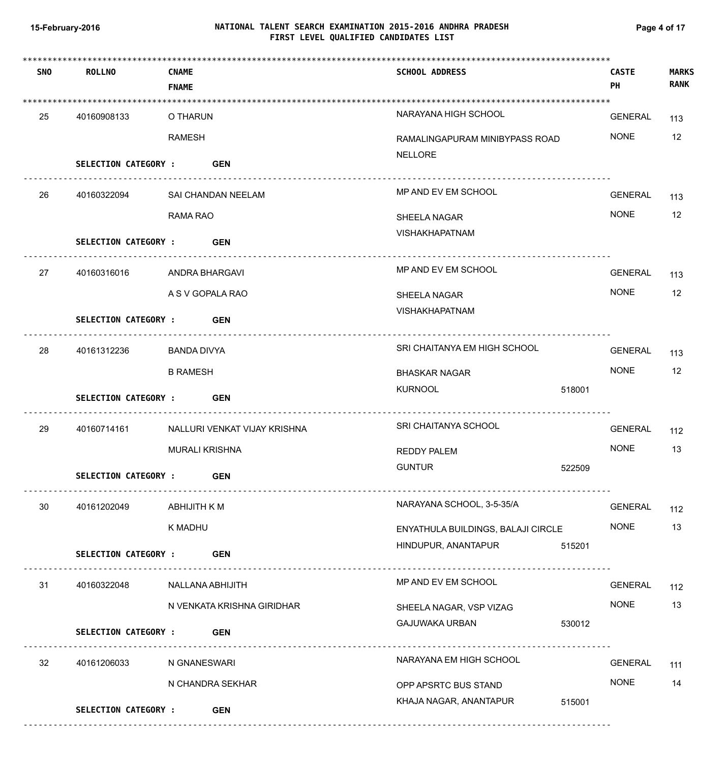# NATIONAL TALENT SEARCH EXAMINATION 2015-2016 ANDHRA PRADESH
## FIRST LEVEL QUALIFIED CANDIDATES LIST

15-February-2016

| SNO | ROLLNO | CNAME / FNAME | SCHOOL ADDRESS | CASTE / PH | MARKS / RANK |
|---|---|---|---|---|---|
| 25 | 40160908133 | O THARUN<br>RAMESH | NARAYANA HIGH SCHOOL<br>RAMALINGAPURAM MINIBYPASS ROAD<br>NELLORE | GENERAL<br>NONE | 113<br>12 |
| | SELECTION CATEGORY : **GEN** | | | | |
| 26 | 40160322094 | SAI CHANDAN NEELAM<br>RAMA RAO | MP AND EV EM SCHOOL<br>SHEELA NAGAR<br>VISHAKHAPATNAM | GENERAL<br>NONE | 113<br>12 |
| | SELECTION CATEGORY : **GEN** | | | | |
| 27 | 40160316016 | ANDRA BHARGAVI<br>A S V GOPALA RAO | MP AND EV EM SCHOOL<br>SHEELA NAGAR<br>VISHAKHAPATNAM | GENERAL<br>NONE | 113<br>12 |
| | SELECTION CATEGORY : **GEN** | | | | |
| 28 | 40161312236 | BANDA DIVYA<br>B RAMESH | SRI CHAITANYA EM HIGH SCHOOL<br>BHASKAR NAGAR<br>KURNOOL 518001 | GENERAL<br>NONE | 113<br>12 |
| | SELECTION CATEGORY : **GEN** | | | | |
| 29 | 40160714161 | NALLURI VENKAT VIJAY KRISHNA<br>MURALI KRISHNA | SRI CHAITANYA SCHOOL<br>REDDY PALEM<br>GUNTUR 522509 | GENERAL<br>NONE | 112<br>13 |
| | SELECTION CATEGORY : **GEN** | | | | |
| 30 | 40161202049 | ABHIJITH K M<br>K MADHU | NARAYANA SCHOOL, 3-5-35/A<br>ENYATHULA BUILDINGS, BALAJI CIRCLE<br>HINDUPUR, ANANTAPUR 515201 | GENERAL<br>NONE | 112<br>13 |
| | SELECTION CATEGORY : **GEN** | | | | |
| 31 | 40160322048 | NALLANA ABHIJITH<br>N VENKATA KRISHNA GIRIDHAR | MP AND EV EM SCHOOL<br>SHEELA NAGAR, VSP VIZAG<br>GAJUWAKA URBAN 530012 | GENERAL<br>NONE | 112<br>13 |
| | SELECTION CATEGORY : **GEN** | | | | |
| 32 | 40161206033 | N GNANESWARI<br>N CHANDRA SEKHAR | NARAYANA EM HIGH SCHOOL<br>OPP APSRTC BUS STAND<br>KHAJA NAGAR, ANANTAPUR 515001 | GENERAL<br>NONE | 111<br>14 |
| | SELECTION CATEGORY : **GEN** | | | | |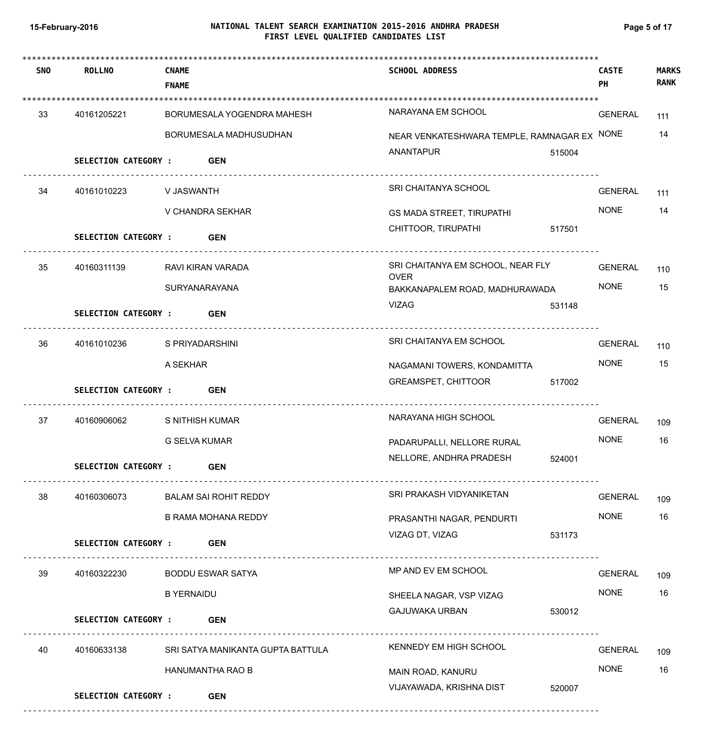# NATIONAL TALENT SEARCH EXAMINATION 2015-2016 ANDHRA PRADESH
## FIRST LEVEL QUALIFIED CANDIDATES LIST

| SNO | ROLLNO | CNAME / FNAME | SCHOOL ADDRESS | CASTE / PH | MARKS / RANK |
|---|---|---|---|---|---|
| 33 | 40161205221 | BORUMESALA YOGENDRA MAHESH / BORUMESALA MADHUSUDHAN | NARAYANA EM SCHOOL, NEAR VENKATESHWARA TEMPLE, RAMNAGAR EX, ANANTAPUR 515004 | GENERAL / NONE | 111 / 14 |
| | SELECTION CATEGORY : | GEN | | | |
| 34 | 40161010223 | V JASWANTH / V CHANDRA SEKHAR | SRI CHAITANYA SCHOOL, GS MADA STREET, TIRUPATHI, CHITTOOR, TIRUPATHI 517501 | GENERAL / NONE | 111 / 14 |
| | SELECTION CATEGORY : | GEN | | | |
| 35 | 40160311139 | RAVI KIRAN VARADA / SURYANARAYANA | SRI CHAITANYA EM SCHOOL, NEAR FLY OVER, BAKKANAPALEM ROAD, MADHURAWADA, VIZAG 531148 | GENERAL / NONE | 110 / 15 |
| | SELECTION CATEGORY : | GEN | | | |
| 36 | 40161010236 | S PRIYADARSHINI / A SEKHAR | SRI CHAITANYA EM SCHOOL, NAGAMANI TOWERS, KONDAMITTA, GREAMSPET, CHITTOOR 517002 | GENERAL / NONE | 110 / 15 |
| | SELECTION CATEGORY : | GEN | | | |
| 37 | 40160906062 | S NITHISH KUMAR / G SELVA KUMAR | NARAYANA HIGH SCHOOL, PADARUPALLI, NELLORE RURAL, NELLORE, ANDHRA PRADESH 524001 | GENERAL / NONE | 109 / 16 |
| | SELECTION CATEGORY : | GEN | | | |
| 38 | 40160306073 | BALAM SAI ROHIT REDDY / B RAMA MOHANA REDDY | SRI PRAKASH VIDYANIKETAN, PRASANTHI NAGAR, PENDURTI, VIZAG DT, VIZAG 531173 | GENERAL / NONE | 109 / 16 |
| | SELECTION CATEGORY : | GEN | | | |
| 39 | 40160322230 | BODDU ESWAR SATYA / B YERNAIDU | MP AND EV EM SCHOOL, SHEELA NAGAR, VSP VIZAG, GAJUWAKA URBAN 530012 | GENERAL / NONE | 109 / 16 |
| | SELECTION CATEGORY : | GEN | | | |
| 40 | 40160633138 | SRI SATYA MANIKANTA GUPTA BATTULA / HANUMANTHA RAO B | KENNEDY EM HIGH SCHOOL, MAIN ROAD, KANURU, VIJAYAWADA, KRISHNA DIST 520007 | GENERAL / NONE | 109 / 16 |
| | SELECTION CATEGORY : | GEN | | | |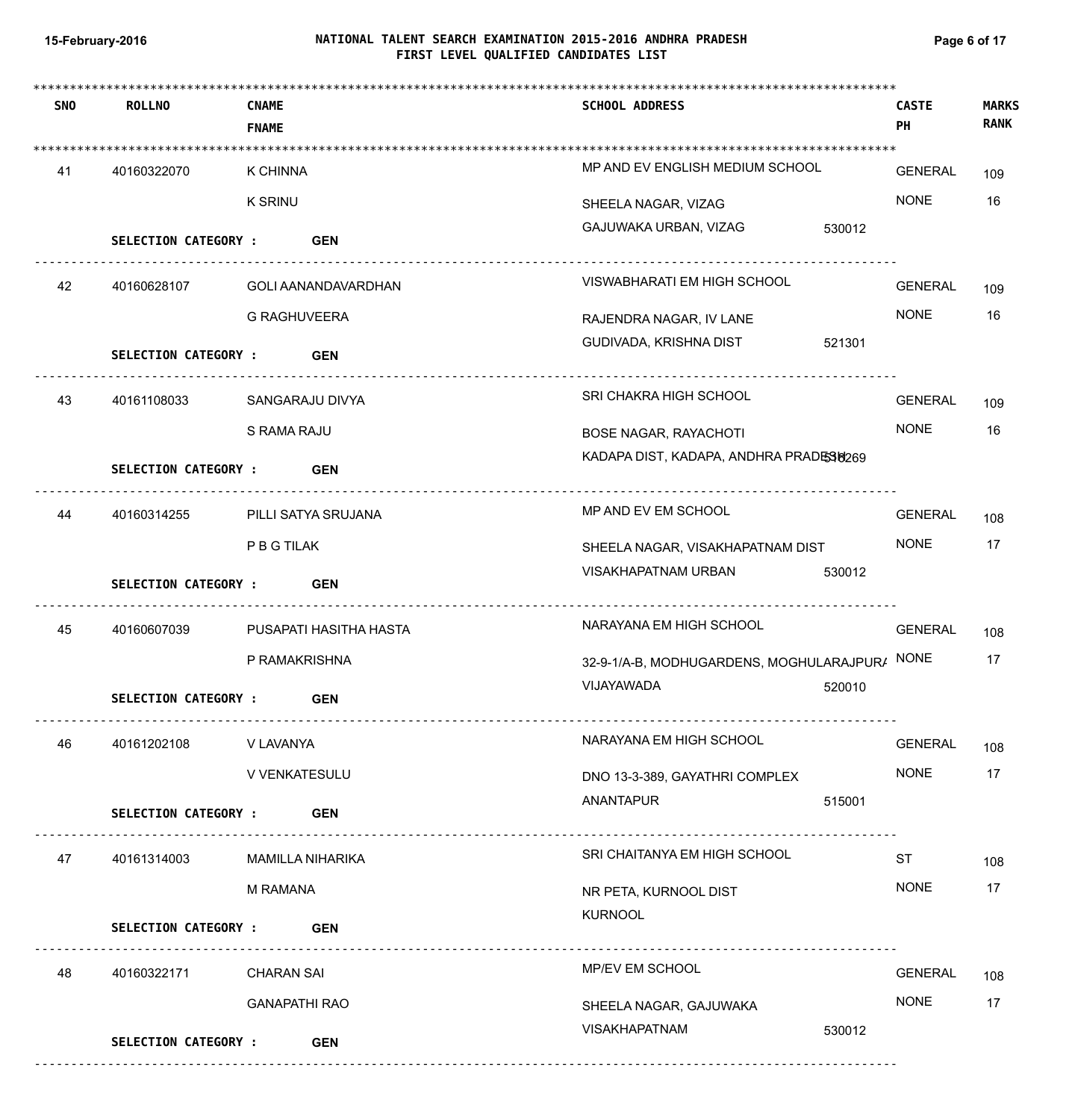# NATIONAL TALENT SEARCH EXAMINATION 2015-2016 ANDHRA PRADESH
## FIRST LEVEL QUALIFIED CANDIDATES LIST

| SNO | ROLLNO | CNAME / FNAME | SCHOOL ADDRESS | CASTE / PH | MARKS / RANK |
|---|---|---|---|---|---|
| 41 | 40160322070 | K CHINNA / K SRINU | MP AND EV ENGLISH MEDIUM SCHOOL, SHEELA NAGAR, VIZAG, GAJUWAKA URBAN, VIZAG 530012 | GENERAL / NONE | 109 / 16 |
| | **SELECTION CATEGORY :** | **GEN** | | | |
| 42 | 40160628107 | GOLI AANANDAVARDHAN / G RAGHUVEERA | VISWABHARATI EM HIGH SCHOOL, RAJENDRA NAGAR, IV LANE, GUDIVADA, KRISHNA DIST 521301 | GENERAL / NONE | 109 / 16 |
| | **SELECTION CATEGORY :** | **GEN** | | | |
| 43 | 40161108033 | SANGARAJU DIVYA / S RAMA RAJU | SRI CHAKRA HIGH SCHOOL, BOSE NAGAR, RAYACHOTI, KADAPA DIST, KADAPA, ANDHRA PRADESH 516269 | GENERAL / NONE | 109 / 16 |
| | **SELECTION CATEGORY :** | **GEN** | | | |
| 44 | 40160314255 | PILLI SATYA SRUJANA / P B G TILAK | MP AND EV EM SCHOOL, SHEELA NAGAR, VISAKHAPATNAM DIST, VISAKHAPATNAM URBAN 530012 | GENERAL / NONE | 108 / 17 |
| | **SELECTION CATEGORY :** | **GEN** | | | |
| 45 | 40160607039 | PUSAPATI HASITHA HASTA / P RAMAKRISHNA | NARAYANA EM HIGH SCHOOL, 32-9-1/A-B, MODHUGARDENS, MOGHULARAJPURA, VIJAYAWADA 520010 | GENERAL / NONE | 108 / 17 |
| | **SELECTION CATEGORY :** | **GEN** | | | |
| 46 | 40161202108 | V LAVANYA / V VENKATESULU | NARAYANA EM HIGH SCHOOL, DNO 13-3-389, GAYATHRI COMPLEX, ANANTAPUR 515001 | GENERAL / NONE | 108 / 17 |
| | **SELECTION CATEGORY :** | **GEN** | | | |
| 47 | 40161314003 | MAMILLA NIHARIKA / M RAMANA | SRI CHAITANYA EM HIGH SCHOOL, NR PETA, KURNOOL DIST, KURNOOL | ST / NONE | 108 / 17 |
| | **SELECTION CATEGORY :** | **GEN** | | | |
| 48 | 40160322171 | CHARAN SAI / GANAPATHI RAO | MP/EV EM SCHOOL, SHEELA NAGAR, GAJUWAKA, VISAKHAPATNAM 530012 | GENERAL / NONE | 108 / 17 |
| | **SELECTION CATEGORY :** | **GEN** | | | |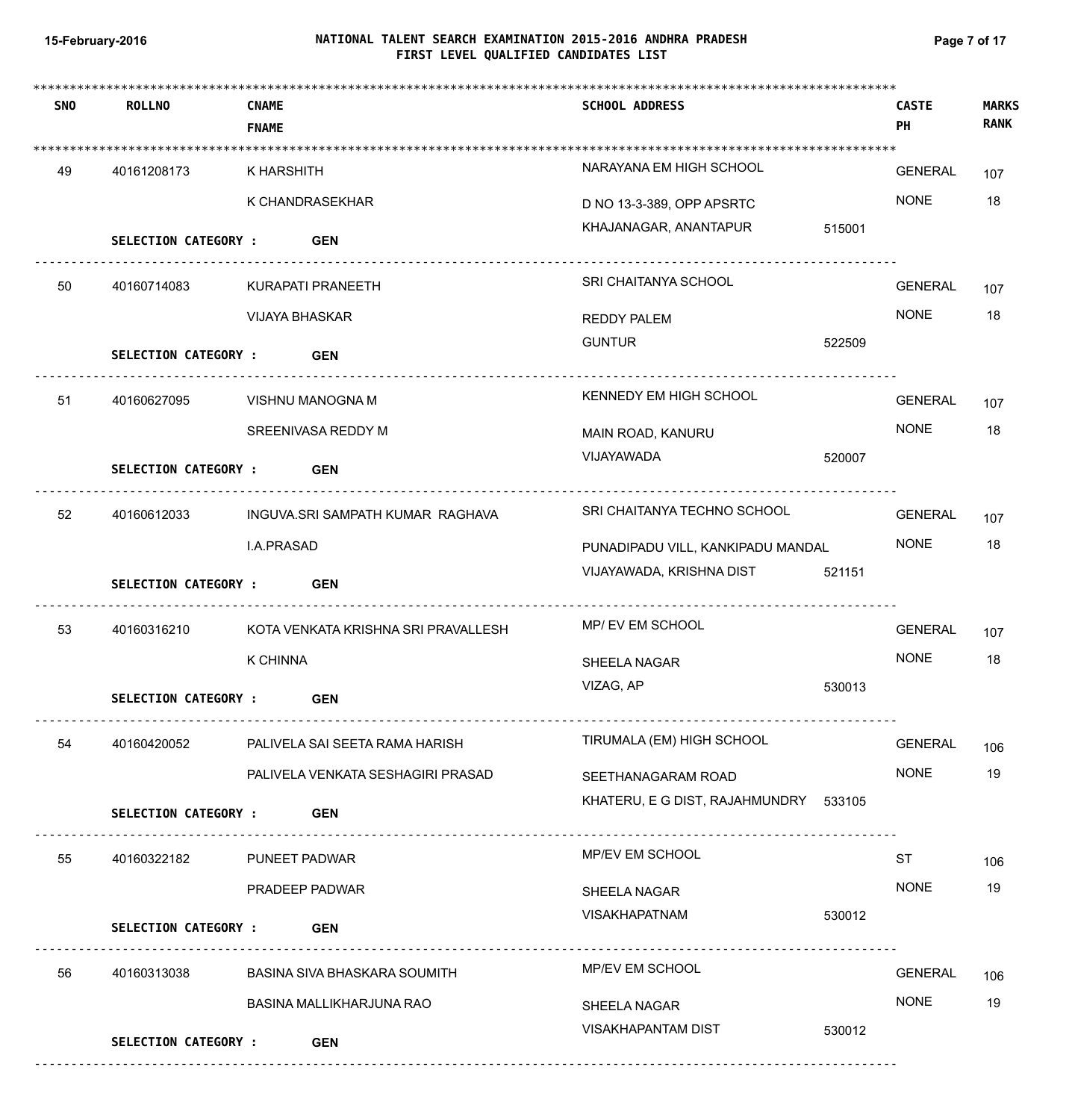# NATIONAL TALENT SEARCH EXAMINATION 2015-2016 ANDHRA PRADESH
## FIRST LEVEL QUALIFIED CANDIDATES LIST

15-February-2016

| SNO | ROLLNO | CNAME / FNAME | SCHOOL ADDRESS | CASTE / PH | MARKS / RANK |
|---|---|---|---|---|---|
| 49 | 40161208173 | K HARSHITH / K CHANDRASEKHAR | NARAYANA EM HIGH SCHOOL, D NO 13-3-389, OPP APSRTC, KHAJANAGAR, ANANTAPUR 515001 | GENERAL / NONE | 107 / 18 |
| | SELECTION CATEGORY : GEN | | | | |
| 50 | 40160714083 | KURAPATI PRANEETH / VIJAYA BHASKAR | SRI CHAITANYA SCHOOL, REDDY PALEM, GUNTUR 522509 | GENERAL / NONE | 107 / 18 |
| | SELECTION CATEGORY : GEN | | | | |
| 51 | 40160627095 | VISHNU MANOGNA M / SREENIVASA REDDY M | KENNEDY EM HIGH SCHOOL, MAIN ROAD, KANURU, VIJAYAWADA 520007 | GENERAL / NONE | 107 / 18 |
| | SELECTION CATEGORY : GEN | | | | |
| 52 | 40160612033 | INGUVA.SRI SAMPATH KUMAR RAGHAVA / I.A.PRASAD | SRI CHAITANYA TECHNO SCHOOL, PUNADIPADU VILL, KANKIPADU MANDAL, VIJAYAWADA, KRISHNA DIST 521151 | GENERAL / NONE | 107 / 18 |
| | SELECTION CATEGORY : GEN | | | | |
| 53 | 40160316210 | KOTA VENKATA KRISHNA SRI PRAVALLESH / K CHINNA | MP/ EV EM SCHOOL, SHEELA NAGAR, VIZAG, AP 530013 | GENERAL / NONE | 107 / 18 |
| | SELECTION CATEGORY : GEN | | | | |
| 54 | 40160420052 | PALIVELA SAI SEETA RAMA HARISH / PALIVELA VENKATA SESHAGIRI PRASAD | TIRUMALA (EM) HIGH SCHOOL, SEETHANAGARAM ROAD, KHATERU, E G DIST, RAJAHMUNDRY 533105 | GENERAL / NONE | 106 / 19 |
| | SELECTION CATEGORY : GEN | | | | |
| 55 | 40160322182 | PUNEET PADWAR / PRADEEP PADWAR | MP/EV EM SCHOOL, SHEELA NAGAR, VISAKHAPATNAM 530012 | ST / NONE | 106 / 19 |
| | SELECTION CATEGORY : GEN | | | | |
| 56 | 40160313038 | BASINA SIVA BHASKARA SOUMITH / BASINA MALLIKHARJUNA RAO | MP/EV EM SCHOOL, SHEELA NAGAR, VISAKHAPANTAM DIST 530012 | GENERAL / NONE | 106 / 19 |
| | SELECTION CATEGORY : GEN | | | | |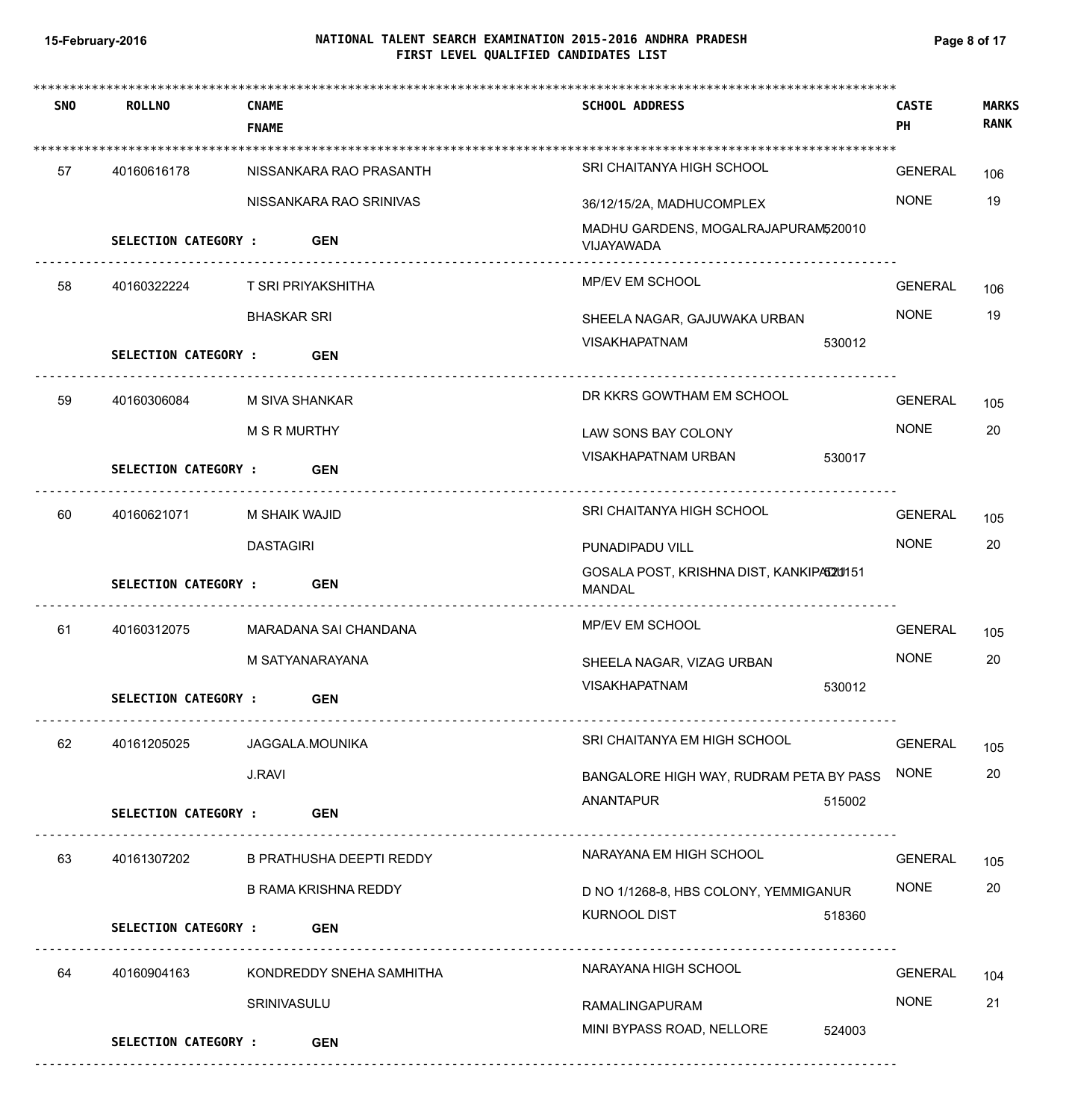# NATIONAL TALENT SEARCH EXAMINATION 2015-2016 ANDHRA PRADESH
## FIRST LEVEL QUALIFIED CANDIDATES LIST

15-February-2016

| SNO | ROLLNO | CNAME / FNAME | SCHOOL ADDRESS | CASTE / PH | MARKS / RANK |
|---|---|---|---|---|---|
| 57 | 40160616178 | NISSANKARA RAO PRASANTH / NISSANKARA RAO SRINIVAS | SRI CHAITANYA HIGH SCHOOL, 36/12/15/2A, MADHUCOMPLEX, MADHU GARDENS, MOGALRAJAPURAM, VIJAYAWADA 520010 | GENERAL / NONE | 106 / 19 |
| | SELECTION CATEGORY : | GEN | | | |
| 58 | 40160322224 | T SRI PRIYAKSHITHA / BHASKAR SRI | MP/EV EM SCHOOL, SHEELA NAGAR, GAJUWAKA URBAN, VISAKHAPATNAM 530012 | GENERAL / NONE | 106 / 19 |
| | SELECTION CATEGORY : | GEN | | | |
| 59 | 40160306084 | M SIVA SHANKAR / M S R MURTHY | DR KKRS GOWTHAM EM SCHOOL, LAW SONS BAY COLONY, VISAKHAPATNAM URBAN 530017 | GENERAL / NONE | 105 / 20 |
| | SELECTION CATEGORY : | GEN | | | |
| 60 | 40160621071 | M SHAIK WAJID / DASTAGIRI | SRI CHAITANYA HIGH SCHOOL, PUNADIPADU VILL, GOSALA POST, KRISHNA DIST, KANKIPADU MANDAL 521151 | GENERAL / NONE | 105 / 20 |
| | SELECTION CATEGORY : | GEN | | | |
| 61 | 40160312075 | MARADANA SAI CHANDANA / M SATYANARAYANA | MP/EV EM SCHOOL, SHEELA NAGAR, VIZAG URBAN, VISAKHAPATNAM 530012 | GENERAL / NONE | 105 / 20 |
| | SELECTION CATEGORY : | GEN | | | |
| 62 | 40161205025 | JAGGALA.MOUNIKA / J.RAVI | SRI CHAITANYA EM HIGH SCHOOL, BANGALORE HIGH WAY, RUDRAM PETA BY PASS, ANANTAPUR 515002 | GENERAL / NONE | 105 / 20 |
| | SELECTION CATEGORY : | GEN | | | |
| 63 | 40161307202 | B PRATHUSHA DEEPTI REDDY / B RAMA KRISHNA REDDY | NARAYANA EM HIGH SCHOOL, D NO 1/1268-8, HBS COLONY, YEMMIGANUR, KURNOOL DIST 518360 | GENERAL / NONE | 105 / 20 |
| | SELECTION CATEGORY : | GEN | | | |
| 64 | 40160904163 | KONDREDDY SNEHA SAMHITHA / SRINIVASULU | NARAYANA HIGH SCHOOL, RAMALINGAPURAM, MINI BYPASS ROAD, NELLORE 524003 | GENERAL / NONE | 104 / 21 |
| | SELECTION CATEGORY : | GEN | | | |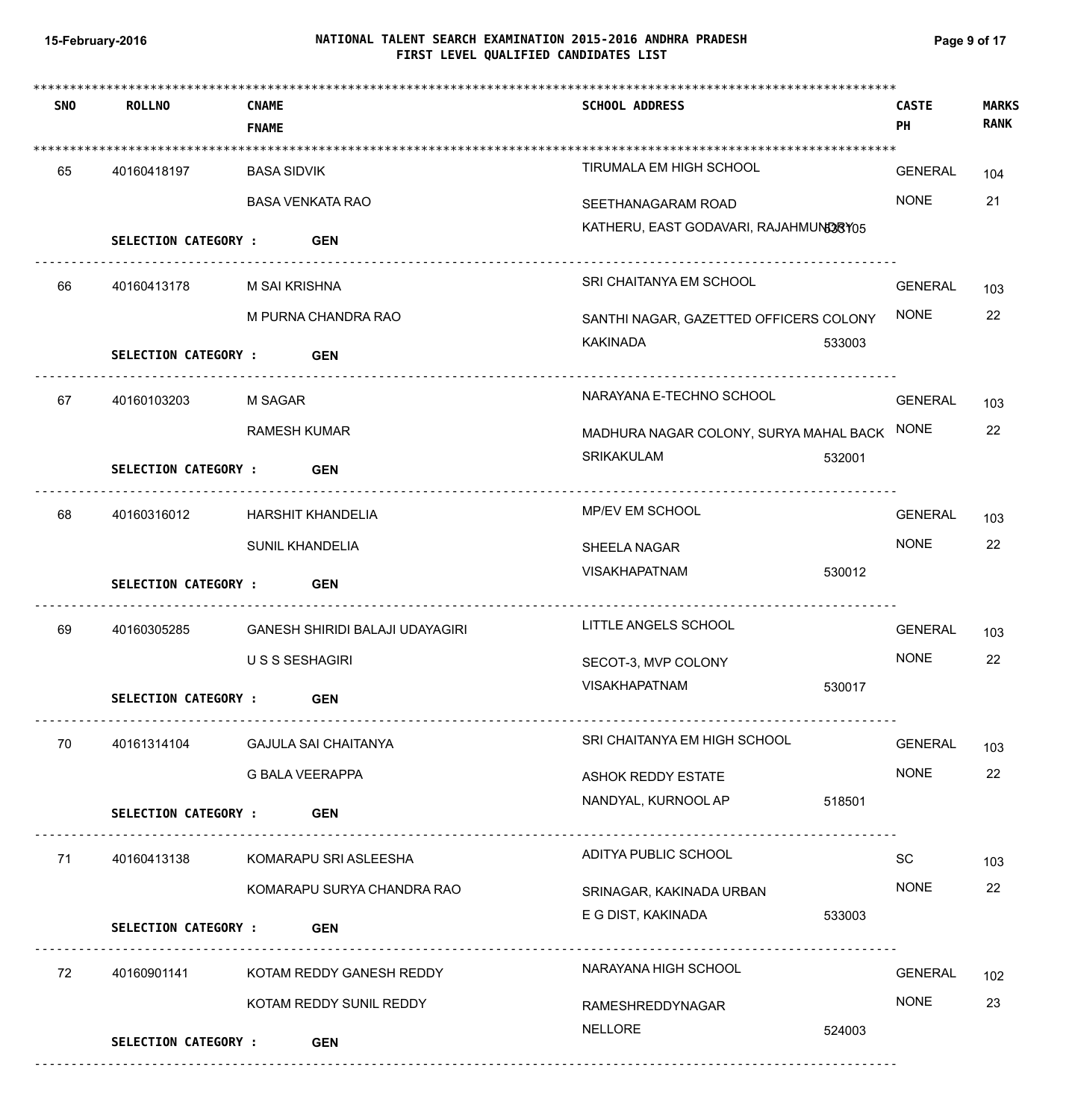# NATIONAL TALENT SEARCH EXAMINATION 2015-2016 ANDHRA PRADESH
## FIRST LEVEL QUALIFIED CANDIDATES LIST

15-February-2016

| SNO | ROLLNO | CNAME / FNAME | SCHOOL ADDRESS | CASTE / PH | MARKS / RANK |
|---|---|---|---|---|---|
| 65 | 40160418197 | BASA SIDVIK / BASA VENKATA RAO | TIRUMALA EM HIGH SCHOOL, SEETHANAGARAM ROAD, KATHERU, EAST GODAVARI, RAJAHMUNDRY 533105 | GENERAL / NONE | 104 / 21 |
| | SELECTION CATEGORY : | GEN | | | |
| 66 | 40160413178 | M SAI KRISHNA / M PURNA CHANDRA RAO | SRI CHAITANYA EM SCHOOL, SANTHI NAGAR, GAZETTED OFFICERS COLONY, KAKINADA 533003 | GENERAL / NONE | 103 / 22 |
| | SELECTION CATEGORY : | GEN | | | |
| 67 | 40160103203 | M SAGAR / RAMESH KUMAR | NARAYANA E-TECHNO SCHOOL, MADHURA NAGAR COLONY, SURYA MAHAL BACK, SRIKAKULAM 532001 | GENERAL / NONE | 103 / 22 |
| | SELECTION CATEGORY : | GEN | | | |
| 68 | 40160316012 | HARSHIT KHANDELIA / SUNIL KHANDELIA | MP/EV EM SCHOOL, SHEELA NAGAR, VISAKHAPATNAM 530012 | GENERAL / NONE | 103 / 22 |
| | SELECTION CATEGORY : | GEN | | | |
| 69 | 40160305285 | GANESH SHIRIDI BALAJI UDAYAGIRI / U S S SESHAGIRI | LITTLE ANGELS SCHOOL, SECOT-3, MVP COLONY, VISAKHAPATNAM 530017 | GENERAL / NONE | 103 / 22 |
| | SELECTION CATEGORY : | GEN | | | |
| 70 | 40161314104 | GAJULA SAI CHAITANYA / G BALA VEERAPPA | SRI CHAITANYA EM HIGH SCHOOL, ASHOK REDDY ESTATE, NANDYAL, KURNOOL AP 518501 | GENERAL / NONE | 103 / 22 |
| | SELECTION CATEGORY : | GEN | | | |
| 71 | 40160413138 | KOMARAPU SRI ASLEESHA / KOMARAPU SURYA CHANDRA RAO | ADITYA PUBLIC SCHOOL, SRINAGAR, KAKINADA URBAN, E G DIST, KAKINADA 533003 | SC / NONE | 103 / 22 |
| | SELECTION CATEGORY : | GEN | | | |
| 72 | 40160901141 | KOTAM REDDY GANESH REDDY / KOTAM REDDY SUNIL REDDY | NARAYANA HIGH SCHOOL, RAMESHREDDYNAGAR, NELLORE 524003 | GENERAL / NONE | 102 / 23 |
| | SELECTION CATEGORY : | GEN | | | |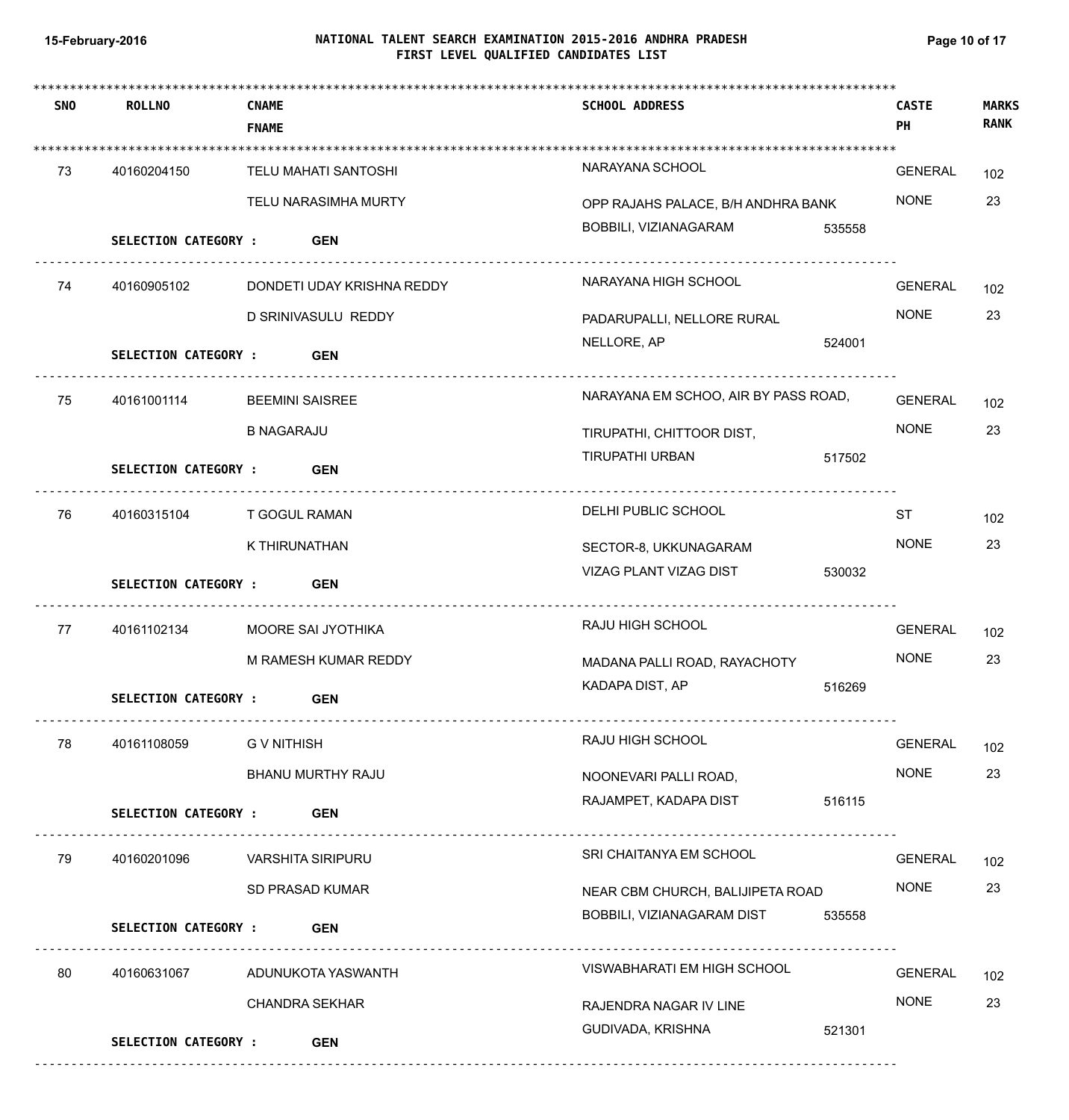# NATIONAL TALENT SEARCH EXAMINATION 2015-2016 ANDHRA PRADESH
## FIRST LEVEL QUALIFIED CANDIDATES LIST

15-February-2016

| SNO | ROLLNO | CNAME / FNAME | SCHOOL ADDRESS | CASTE / PH | MARKS / RANK |
|---|---|---|---|---|---|
| 73 | 40160204150 | TELU MAHATI SANTOSHI / TELU NARASIMHA MURTY | NARAYANA SCHOOL, OPP RAJAHS PALACE, B/H ANDHRA BANK, BOBBILI, VIZIANAGARAM 535558 | GENERAL / NONE | 102 / 23 |
| | SELECTION CATEGORY : | GEN | | | |
| 74 | 40160905102 | DONDETI UDAY KRISHNA REDDY / D SRINIVASULU REDDY | NARAYANA HIGH SCHOOL, PADARUPALLI, NELLORE RURAL, NELLORE, AP 524001 | GENERAL / NONE | 102 / 23 |
| | SELECTION CATEGORY : | GEN | | | |
| 75 | 40161001114 | BEEMINI SAISREE / B NAGARAJU | NARAYANA EM SCHOO, AIR BY PASS ROAD, TIRUPATHI, CHITTOOR DIST, TIRUPATHI URBAN 517502 | GENERAL / NONE | 102 / 23 |
| | SELECTION CATEGORY : | GEN | | | |
| 76 | 40160315104 | T GOGUL RAMAN / K THIRUNATHAN | DELHI PUBLIC SCHOOL, SECTOR-8, UKKUNAGARAM, VIZAG PLANT VIZAG DIST 530032 | ST / NONE | 102 / 23 |
| | SELECTION CATEGORY : | GEN | | | |
| 77 | 40161102134 | MOORE SAI JYOTHIKA / M RAMESH KUMAR REDDY | RAJU HIGH SCHOOL, MADANA PALLI ROAD, RAYACHOTY, KADAPA DIST, AP 516269 | GENERAL / NONE | 102 / 23 |
| | SELECTION CATEGORY : | GEN | | | |
| 78 | 40161108059 | G V NITHISH / BHANU MURTHY RAJU | RAJU HIGH SCHOOL, NOONEVARI PALLI ROAD, RAJAMPET, KADAPA DIST 516115 | GENERAL / NONE | 102 / 23 |
| | SELECTION CATEGORY : | GEN | | | |
| 79 | 40160201096 | VARSHITA SIRIPURU / SD PRASAD KUMAR | SRI CHAITANYA EM SCHOOL, NEAR CBM CHURCH, BALIJIPETA ROAD, BOBBILI, VIZIANAGARAM DIST 535558 | GENERAL / NONE | 102 / 23 |
| | SELECTION CATEGORY : | GEN | | | |
| 80 | 40160631067 | ADUNUKOTA YASWANTH / CHANDRA SEKHAR | VISWABHARATI EM HIGH SCHOOL, RAJENDRA NAGAR IV LINE, GUDIVADA, KRISHNA 521301 | GENERAL / NONE | 102 / 23 |
| | SELECTION CATEGORY : | GEN | | | |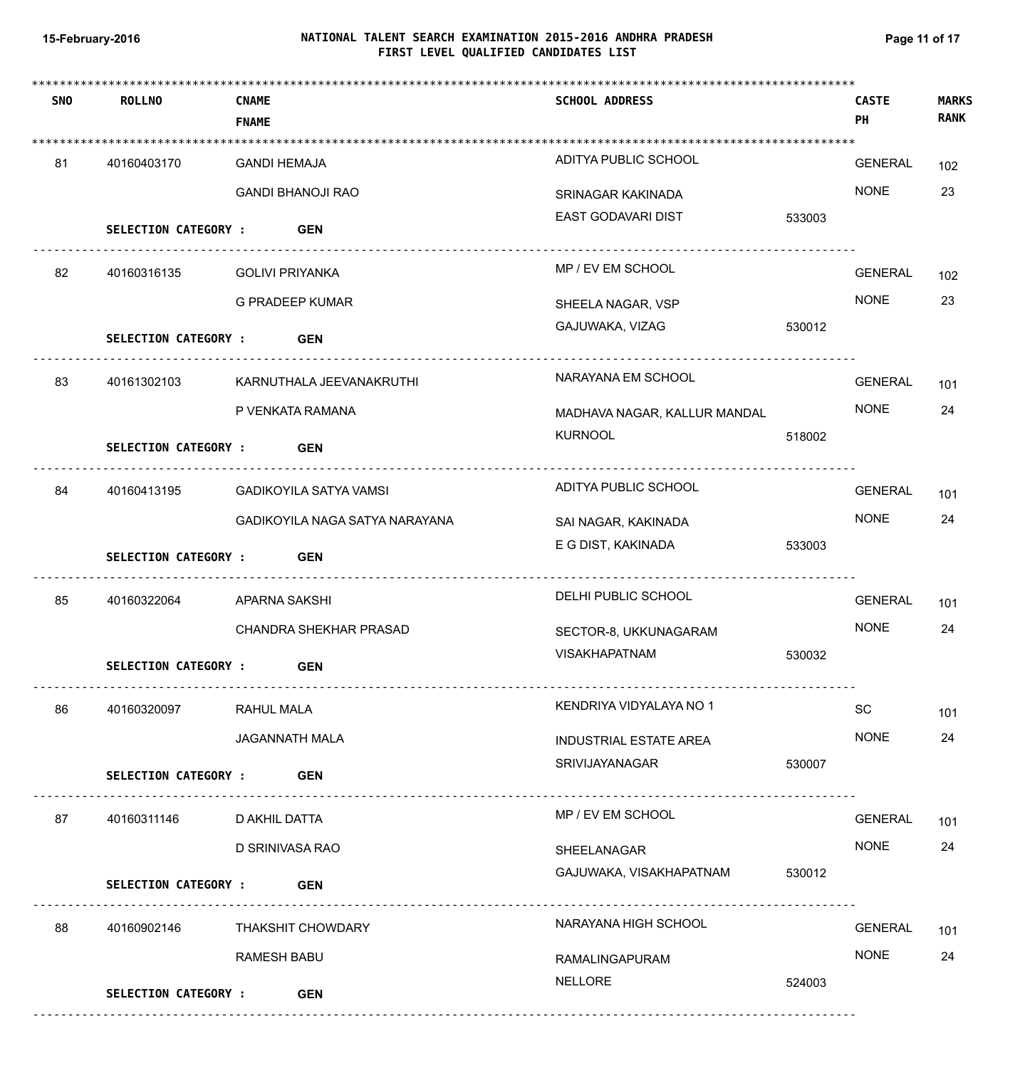# NATIONAL TALENT SEARCH EXAMINATION 2015-2016 ANDHRA PRADESH
## FIRST LEVEL QUALIFIED CANDIDATES LIST

15-February-2016

| SNO | ROLLNO | CNAME / FNAME | SCHOOL ADDRESS | CASTE / PH | MARKS / RANK | SELECTION CATEGORY |
|---|---|---|---|---|---|---|
| 81 | 40160403170 | GANDI HEMAJA / GANDI BHANOJI RAO | ADITYA PUBLIC SCHOOL, SRINAGAR KAKINADA, EAST GODAVARI DIST 533003 | GENERAL / NONE | 102 / 23 | GEN |
| 82 | 40160316135 | GOLIVI PRIYANKA / G PRADEEP KUMAR | MP / EV EM SCHOOL, SHEELA NAGAR, VSP, GAJUWAKA, VIZAG 530012 | GENERAL / NONE | 102 / 23 | GEN |
| 83 | 40161302103 | KARNUTHALA JEEVANAKRUTHI / P VENKATA RAMANA | NARAYANA EM SCHOOL, MADHAVA NAGAR, KALLUR MANDAL, KURNOOL 518002 | GENERAL / NONE | 101 / 24 | GEN |
| 84 | 40160413195 | GADIKOYILA SATYA VAMSI / GADIKOYILA NAGA SATYA NARAYANA | ADITYA PUBLIC SCHOOL, SAI NAGAR, KAKINADA, E G DIST, KAKINADA 533003 | GENERAL / NONE | 101 / 24 | GEN |
| 85 | 40160322064 | APARNA SAKSHI / CHANDRA SHEKHAR PRASAD | DELHI PUBLIC SCHOOL, SECTOR-8, UKKUNAGARAM, VISAKHAPATNAM 530032 | GENERAL / NONE | 101 / 24 | GEN |
| 86 | 40160320097 | RAHUL MALA / JAGANNATH MALA | KENDRIYA VIDYALAYA NO 1, INDUSTRIAL ESTATE AREA, SRIVIJAYANAGAR 530007 | SC / NONE | 101 / 24 | GEN |
| 87 | 40160311146 | D AKHIL DATTA / D SRINIVASA RAO | MP / EV EM SCHOOL, SHEELANAGAR, GAJUWAKA, VISAKHAPATNAM 530012 | GENERAL / NONE | 101 / 24 | GEN |
| 88 | 40160902146 | THAKSHIT CHOWDARY / RAMESH BABU | NARAYANA HIGH SCHOOL, RAMALINGAPURAM, NELLORE 524003 | GENERAL / NONE | 101 / 24 | GEN |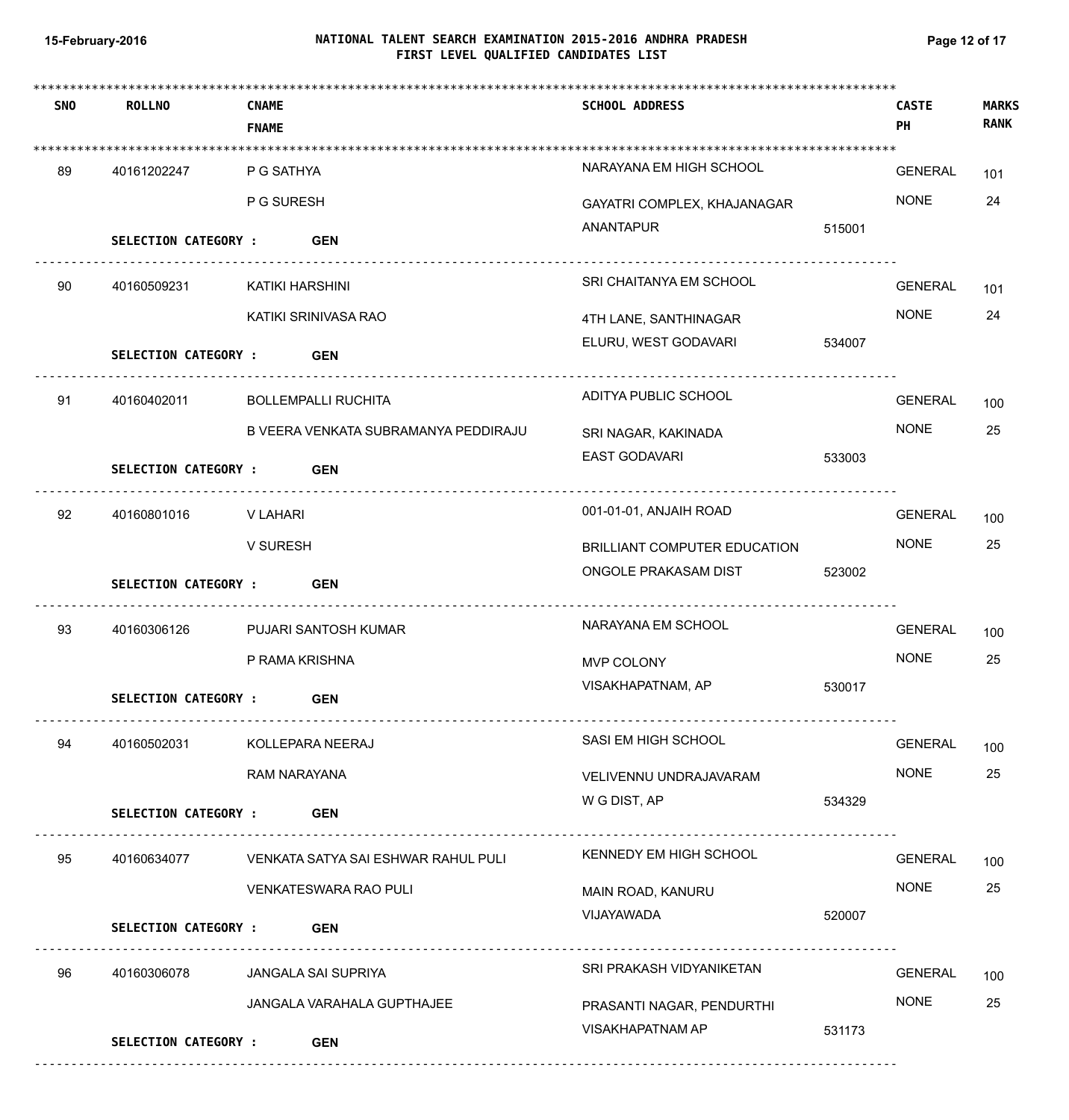# NATIONAL TALENT SEARCH EXAMINATION 2015-2016 ANDHRA PRADESH
## FIRST LEVEL QUALIFIED CANDIDATES LIST

15-February-2016

| SNO | ROLLNO | CNAME / FNAME | SCHOOL ADDRESS | | CASTE / PH | MARKS / RANK |
|---|---|---|---|---|---|---|
| 89 | 40161202247 | P G SATHYA / P G SURESH | NARAYANA EM HIGH SCHOOL, GAYATRI COMPLEX, KHAJANAGAR, ANANTAPUR | 515001 | GENERAL / NONE | 101 / 24 |
| | SELECTION CATEGORY : | GEN | | | | |
| 90 | 40160509231 | KATIKI HARSHINI / KATIKI SRINIVASA RAO | SRI CHAITANYA EM SCHOOL, 4TH LANE, SANTHINAGAR, ELURU, WEST GODAVARI | 534007 | GENERAL / NONE | 101 / 24 |
| | SELECTION CATEGORY : | GEN | | | | |
| 91 | 40160402011 | BOLLEMPALLI RUCHITA / B VEERA VENKATA SUBRAMANYA PEDDIRAJU | ADITYA PUBLIC SCHOOL, SRI NAGAR, KAKINADA, EAST GODAVARI | 533003 | GENERAL / NONE | 100 / 25 |
| | SELECTION CATEGORY : | GEN | | | | |
| 92 | 40160801016 | V LAHARI / V SURESH | 001-01-01, ANJAIH ROAD, BRILLIANT COMPUTER EDUCATION, ONGOLE PRAKASAM DIST | 523002 | GENERAL / NONE | 100 / 25 |
| | SELECTION CATEGORY : | GEN | | | | |
| 93 | 40160306126 | PUJARI SANTOSH KUMAR / P RAMA KRISHNA | NARAYANA EM SCHOOL, MVP COLONY, VISAKHAPATNAM, AP | 530017 | GENERAL / NONE | 100 / 25 |
| | SELECTION CATEGORY : | GEN | | | | |
| 94 | 40160502031 | KOLLEPARA NEERAJ / RAM NARAYANA | SASI EM HIGH SCHOOL, VELIVENNU UNDRAJAVARAM, W G DIST, AP | 534329 | GENERAL / NONE | 100 / 25 |
| | SELECTION CATEGORY : | GEN | | | | |
| 95 | 40160634077 | VENKATA SATYA SAI ESHWAR RAHUL PULI / VENKATESWARA RAO PULI | KENNEDY EM HIGH SCHOOL, MAIN ROAD, KANURU, VIJAYAWADA | 520007 | GENERAL / NONE | 100 / 25 |
| | SELECTION CATEGORY : | GEN | | | | |
| 96 | 40160306078 | JANGALA SAI SUPRIYA / JANGALA VARAHALA GUPTHAJEE | SRI PRAKASH VIDYANIKETAN, PRASANTI NAGAR, PENDURTHI, VISAKHAPATNAM AP | 531173 | GENERAL / NONE | 100 / 25 |
| | SELECTION CATEGORY : | GEN | | | | |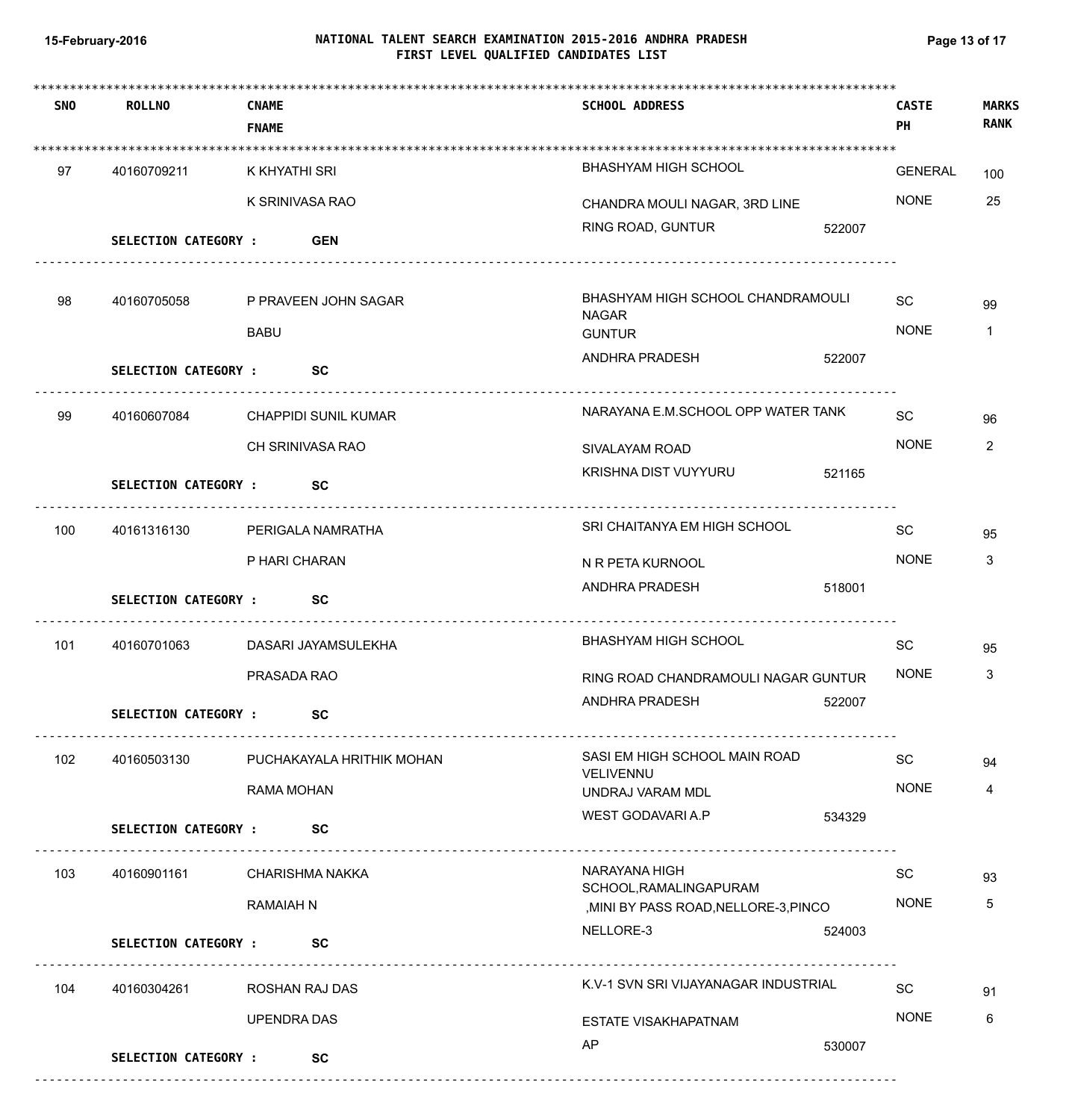# NATIONAL TALENT SEARCH EXAMINATION 2015-2016 ANDHRA PRADESH
## FIRST LEVEL QUALIFIED CANDIDATES LIST

15-February-2016

| SNO | ROLLNO | CNAME / FNAME | SCHOOL ADDRESS | CASTE / PH | MARKS / RANK | SELECTION CATEGORY |
|---|---|---|---|---|---|---|
| 97 | 40160709211 | K KHYATHI SRI / K SRINIVASA RAO | BHASHYAM HIGH SCHOOL CHANDRA MOULI NAGAR, 3RD LINE RING ROAD, GUNTUR 522007 | GENERAL / NONE | 100 / 25 | GEN |
| 98 | 40160705058 | P PRAVEEN JOHN SAGAR / BABU | BHASHYAM HIGH SCHOOL CHANDRAMOULI NAGAR GUNTUR ANDHRA PRADESH 522007 | SC / NONE | 99 / 1 | SC |
| 99 | 40160607084 | CHAPPIDI SUNIL KUMAR / CH SRINIVASA RAO | NARAYANA E.M.SCHOOL OPP WATER TANK SIVALAYAM ROAD KRISHNA DIST VUYYURU 521165 | SC / NONE | 96 / 2 | SC |
| 100 | 40161316130 | PERIGALA NAMRATHA / P HARI CHARAN | SRI CHAITANYA EM HIGH SCHOOL N R PETA KURNOOL ANDHRA PRADESH 518001 | SC / NONE | 95 / 3 | SC |
| 101 | 40160701063 | DASARI JAYAMSULEKHA / PRASADA RAO | BHASHYAM HIGH SCHOOL RING ROAD CHANDRAMOULI NAGAR GUNTUR ANDHRA PRADESH 522007 | SC / NONE | 95 / 3 | SC |
| 102 | 40160503130 | PUCHAKAYALA HRITHIK MOHAN / RAMA MOHAN | SASI EM HIGH SCHOOL MAIN ROAD VELIVENNU UNDRAJ VARAM MDL WEST GODAVARI A.P 534329 | SC / NONE | 94 / 4 | SC |
| 103 | 40160901161 | CHARISHMA NAKKA / RAMAIAH N | NARAYANA HIGH SCHOOL,RAMALINGAPURAM ,MINI BY PASS ROAD,NELLORE-3,PINCO NELLORE-3 524003 | SC / NONE | 93 / 5 | SC |
| 104 | 40160304261 | ROSHAN RAJ DAS / UPENDRA DAS | K.V-1 SVN SRI VIJAYANAGAR INDUSTRIAL ESTATE VISAKHAPATNAM AP 530007 | SC / NONE | 91 / 6 | SC |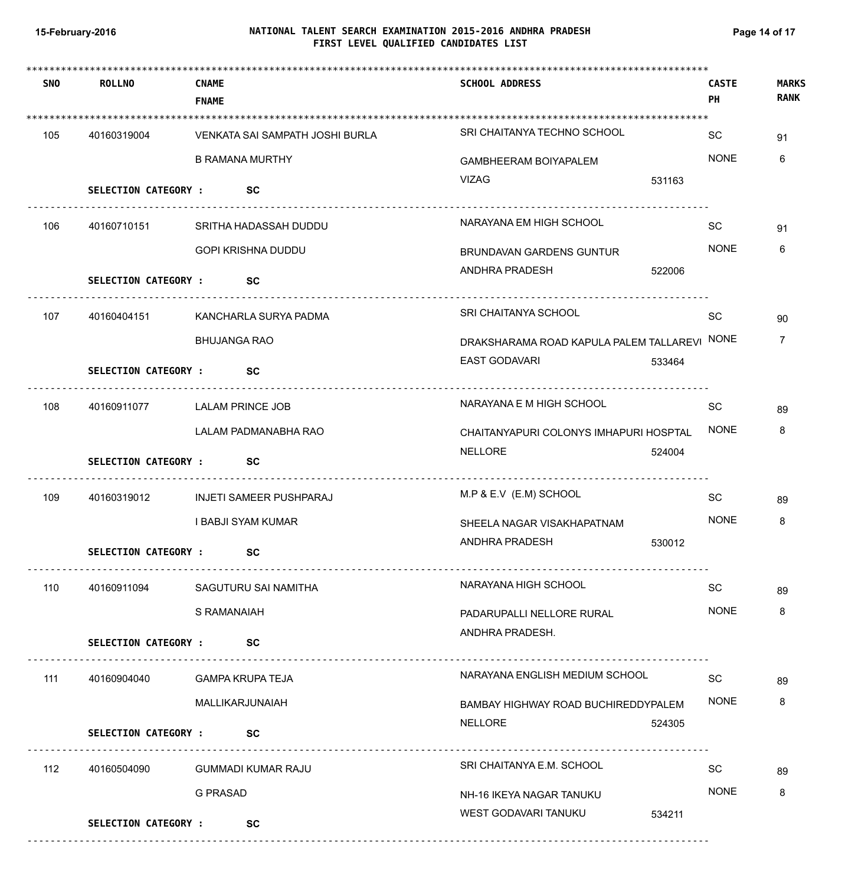# NATIONAL TALENT SEARCH EXAMINATION 2015-2016 ANDHRA PRADESH
## FIRST LEVEL QUALIFIED CANDIDATES LIST

| SNO | ROLLNO | CNAME / FNAME | SCHOOL ADDRESS | CASTE / PH | MARKS / RANK |
|---|---|---|---|---|---|
| 105 | 40160319004 | VENKATA SAI SAMPATH JOSHI BURLA / B RAMANA MURTHY | SRI CHAITANYA TECHNO SCHOOL, GAMBHEERAM BOIYAPALEM, VIZAG 531163 | SC / NONE | 91 / 6 |
| | SELECTION CATEGORY : | SC | | | |
| 106 | 40160710151 | SRITHA HADASSAH DUDDU / GOPI KRISHNA DUDDU | NARAYANA EM HIGH SCHOOL, BRUNDAVAN GARDENS GUNTUR, ANDHRA PRADESH 522006 | SC / NONE | 91 / 6 |
| | SELECTION CATEGORY : | SC | | | |
| 107 | 40160404151 | KANCHARLA SURYA PADMA / BHUJANGA RAO | SRI CHAITANYA SCHOOL, DRAKSHARAMA ROAD KAPULA PALEM TALLAREVI, EAST GODAVARI 533464 | SC / NONE | 90 / 7 |
| | SELECTION CATEGORY : | SC | | | |
| 108 | 40160911077 | LALAM PRINCE JOB / LALAM PADMANABHA RAO | NARAYANA E M HIGH SCHOOL, CHAITANYAPURI COLONYS IMHAPURI HOSPTAL, NELLORE 524004 | SC / NONE | 89 / 8 |
| | SELECTION CATEGORY : | SC | | | |
| 109 | 40160319012 | INJETI SAMEER PUSHPARAJ / I BABJI SYAM KUMAR | M.P & E.V (E.M) SCHOOL, SHEELA NAGAR VISAKHAPATNAM, ANDHRA PRADESH 530012 | SC / NONE | 89 / 8 |
| | SELECTION CATEGORY : | SC | | | |
| 110 | 40160911094 | SAGUTURU SAI NAMITHA / S RAMANAIAH | NARAYANA HIGH SCHOOL, PADARUPALLI NELLORE RURAL, ANDHRA PRADESH. | SC / NONE | 89 / 8 |
| | SELECTION CATEGORY : | SC | | | |
| 111 | 40160904040 | GAMPA KRUPA TEJA / MALLIKARJUNAIAH | NARAYANA ENGLISH MEDIUM SCHOOL, BAMBAY HIGHWAY ROAD BUCHIREDDYPALEM, NELLORE 524305 | SC / NONE | 89 / 8 |
| | SELECTION CATEGORY : | SC | | | |
| 112 | 40160504090 | GUMMADI KUMAR RAJU / G PRASAD | SRI CHAITANYA E.M. SCHOOL, NH-16 IKEYA NAGAR TANUKU, WEST GODAVARI TANUKU 534211 | SC / NONE | 89 / 8 |
| | SELECTION CATEGORY : | SC | | | |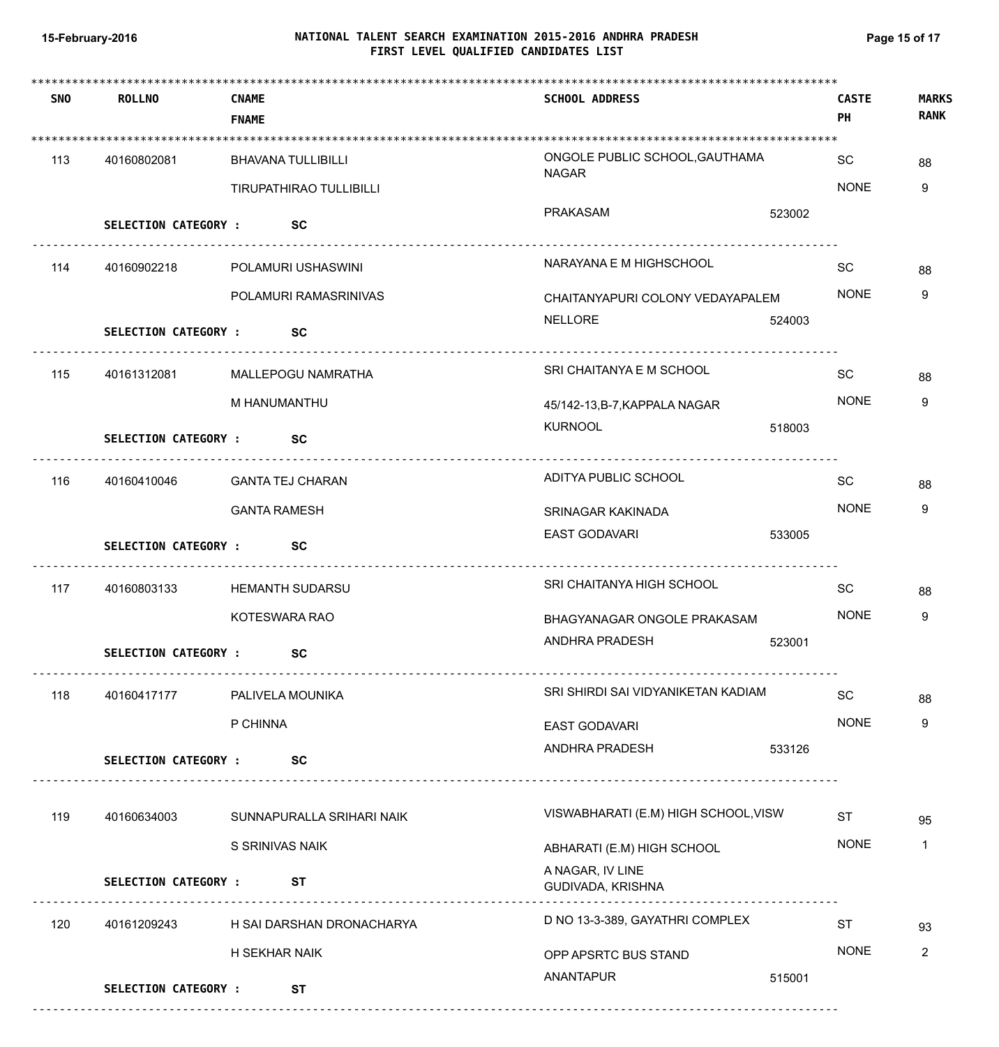# NATIONAL TALENT SEARCH EXAMINATION 2015-2016 ANDHRA PRADESH
## FIRST LEVEL QUALIFIED CANDIDATES LIST

15-February-2016

| SNO | ROLLNO | CNAME / FNAME | SCHOOL ADDRESS | CASTE / PH | MARKS / RANK |
|---|---|---|---|---|---|
| 113 | 40160802081 | BHAVANA TULLIBILLI / TIRUPATHIRAO TULLIBILLI | ONGOLE PUBLIC SCHOOL,GAUTHAMA NAGAR, PRAKASAM 523002 | SC / NONE | 88 / 9 |
| | SELECTION CATEGORY : SC | | | | |
| 114 | 40160902218 | POLAMURI USHASWINI / POLAMURI RAMASRINIVAS | NARAYANA E M HIGHSCHOOL, CHAITANYAPURI COLONY VEDAYAPALEM, NELLORE 524003 | SC / NONE | 88 / 9 |
| | SELECTION CATEGORY : SC | | | | |
| 115 | 40161312081 | MALLEPOGU NAMRATHA / M HANUMANTHU | SRI CHAITANYA E M SCHOOL, 45/142-13,B-7,KAPPALA NAGAR, KURNOOL 518003 | SC / NONE | 88 / 9 |
| | SELECTION CATEGORY : SC | | | | |
| 116 | 40160410046 | GANTA TEJ CHARAN / GANTA RAMESH | ADITYA PUBLIC SCHOOL, SRINAGAR KAKINADA, EAST GODAVARI 533005 | SC / NONE | 88 / 9 |
| | SELECTION CATEGORY : SC | | | | |
| 117 | 40160803133 | HEMANTH SUDARSU / KOTESWARA RAO | SRI CHAITANYA HIGH SCHOOL, BHAGYANAGAR ONGOLE PRAKASAM, ANDHRA PRADESH 523001 | SC / NONE | 88 / 9 |
| | SELECTION CATEGORY : SC | | | | |
| 118 | 40160417177 | PALIVELA MOUNIKA / P CHINNA | SRI SHIRDI SAI VIDYANIKETAN KADIAM, EAST GODAVARI, ANDHRA PRADESH 533126 | SC / NONE | 88 / 9 |
| | SELECTION CATEGORY : SC | | | | |
| 119 | 40160634003 | SUNNAPURALLA SRIHARI NAIK / S SRINIVAS NAIK | VISWABHARATI (E.M) HIGH SCHOOL,VISW ABHARATI (E.M) HIGH SCHOOL, A NAGAR, IV LINE GUDIVADA, KRISHNA | ST / NONE | 95 / 1 |
| | SELECTION CATEGORY : ST | | | | |
| 120 | 40161209243 | H SAI DARSHAN DRONACHARYA / H SEKHAR NAIK | D NO 13-3-389, GAYATHRI COMPLEX, OPP APSRTC BUS STAND, ANANTAPUR 515001 | ST / NONE | 93 / 2 |
| | SELECTION CATEGORY : ST | | | | |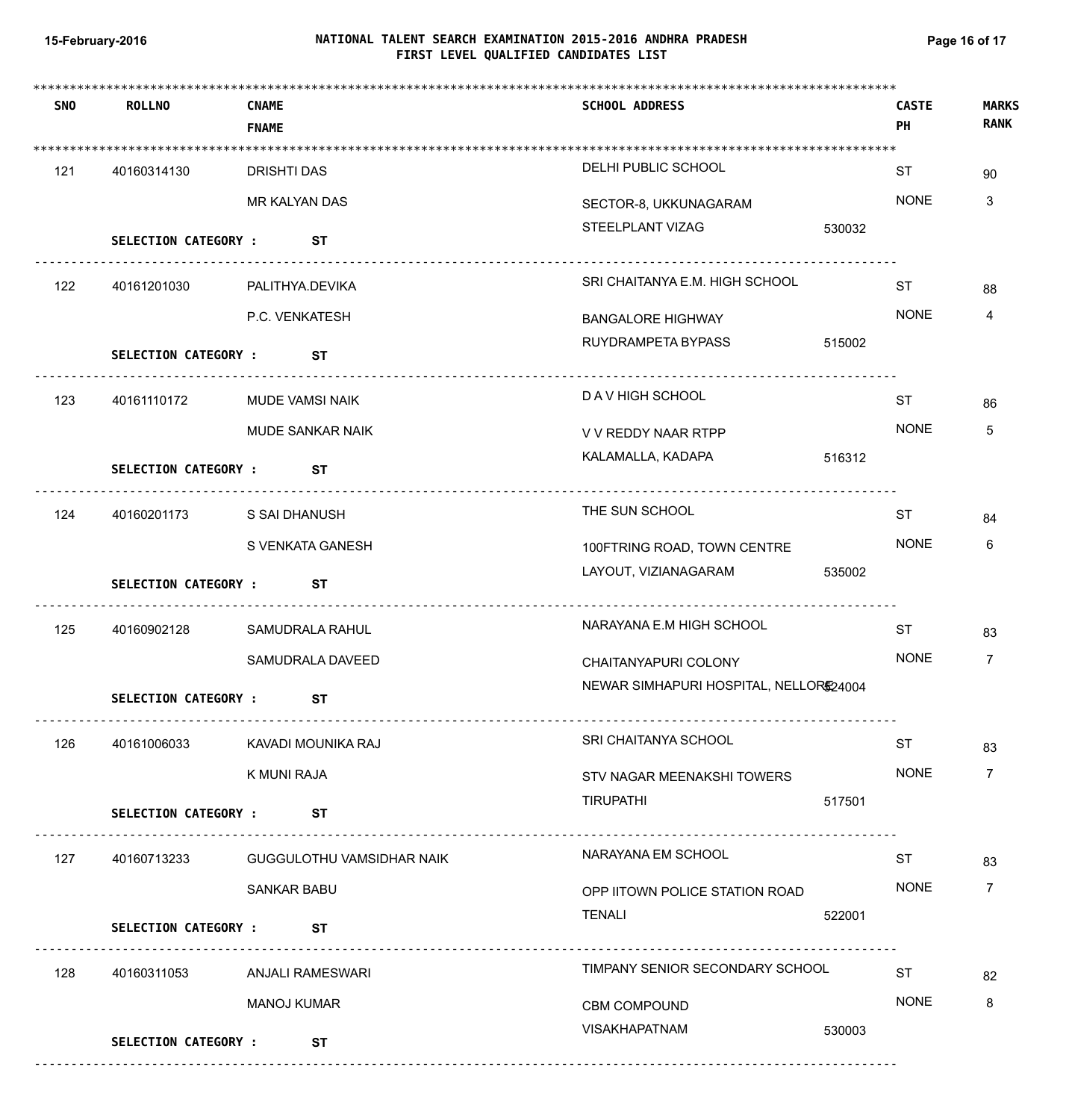# NATIONAL TALENT SEARCH EXAMINATION 2015-2016 ANDHRA PRADESH
## FIRST LEVEL QUALIFIED CANDIDATES LIST

15-February-2016

| SNO | ROLLNO | CNAME / FNAME | SCHOOL ADDRESS | CASTE / PH | MARKS / RANK |
|---|---|---|---|---|---|
| 121 | 40160314130 | DRISHTI DAS / MR KALYAN DAS | DELHI PUBLIC SCHOOL, SECTOR-8, UKKUNAGARAM, STEELPLANT VIZAG 530032 | ST / NONE | 90 / 3 |
| | **SELECTION CATEGORY :** | **ST** | | | |
| 122 | 40161201030 | PALITHYA.DEVIKA / P.C. VENKATESH | SRI CHAITANYA E.M. HIGH SCHOOL, BANGALORE HIGHWAY, RUYDRAMPETA BYPASS 515002 | ST / NONE | 88 / 4 |
| | **SELECTION CATEGORY :** | **ST** | | | |
| 123 | 40161110172 | MUDE VAMSI NAIK / MUDE SANKAR NAIK | D A V HIGH SCHOOL, V V REDDY NAAR RTPP, KALAMALLA, KADAPA 516312 | ST / NONE | 86 / 5 |
| | **SELECTION CATEGORY :** | **ST** | | | |
| 124 | 40160201173 | S SAI DHANUSH / S VENKATA GANESH | THE SUN SCHOOL, 100FTRING ROAD, TOWN CENTRE, LAYOUT, VIZIANAGARAM 535002 | ST / NONE | 84 / 6 |
| | **SELECTION CATEGORY :** | **ST** | | | |
| 125 | 40160902128 | SAMUDRALA RAHUL / SAMUDRALA DAVEED | NARAYANA E.M HIGH SCHOOL, CHAITANYAPURI COLONY, NEWAR SIMHAPURI HOSPITAL, NELLORE 524004 | ST / NONE | 83 / 7 |
| | **SELECTION CATEGORY :** | **ST** | | | |
| 126 | 40161006033 | KAVADI MOUNIKA RAJ / K MUNI RAJA | SRI CHAITANYA SCHOOL, STV NAGAR MEENAKSHI TOWERS, TIRUPATHI 517501 | ST / NONE | 83 / 7 |
| | **SELECTION CATEGORY :** | **ST** | | | |
| 127 | 40160713233 | GUGGULOTHU VAMSIDHAR NAIK / SANKAR BABU | NARAYANA EM SCHOOL, OPP IITOWN POLICE STATION ROAD, TENALI 522001 | ST / NONE | 83 / 7 |
| | **SELECTION CATEGORY :** | **ST** | | | |
| 128 | 40160311053 | ANJALI RAMESWARI / MANOJ KUMAR | TIMPANY SENIOR SECONDARY SCHOOL, CBM COMPOUND, VISAKHAPATNAM 530003 | ST / NONE | 82 / 8 |
| | **SELECTION CATEGORY :** | **ST** | | | |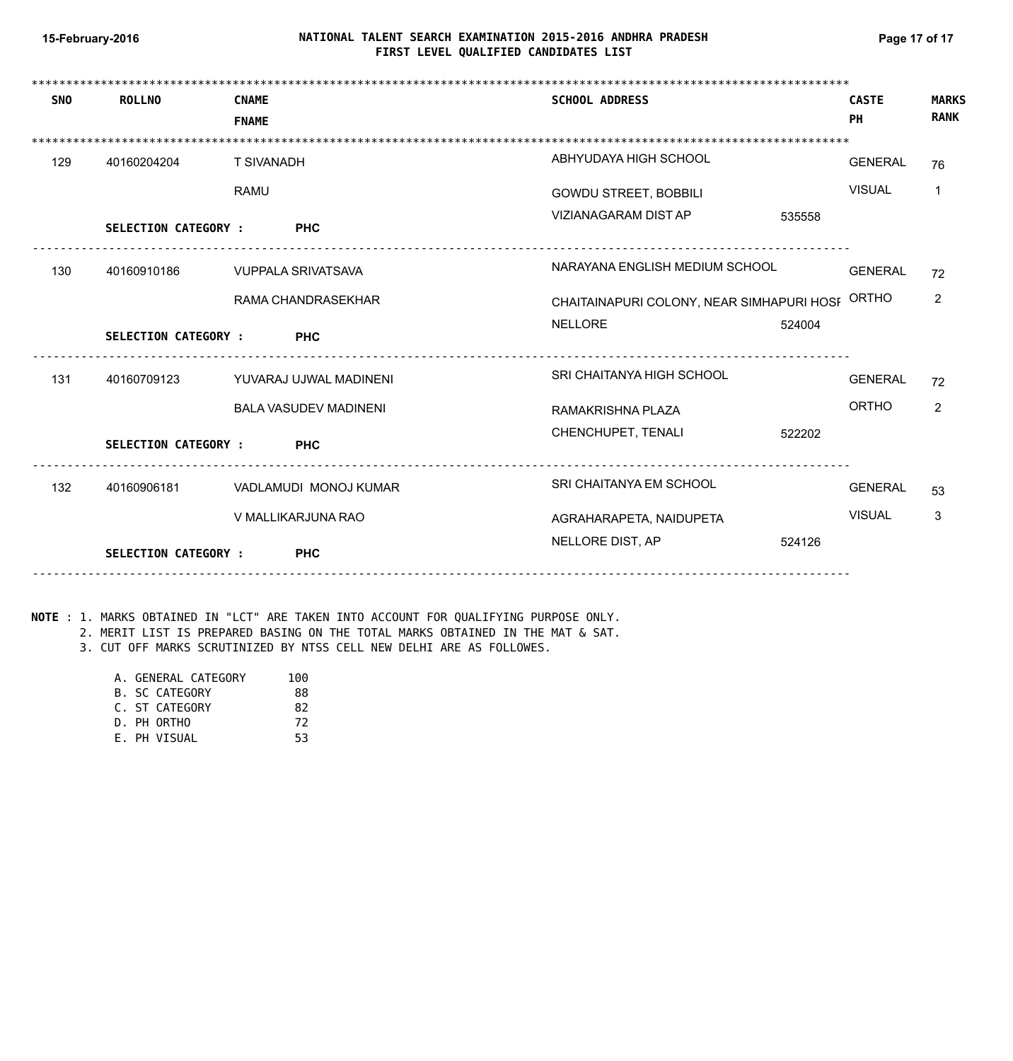# NATIONAL TALENT SEARCH EXAMINATION 2015-2016 ANDHRA PRADESH
## FIRST LEVEL QUALIFIED CANDIDATES LIST

| SNO | ROLLNO | CNAME / FNAME | SCHOOL ADDRESS | | CASTE / PH | MARKS / RANK |
|---|---|---|---|---|---|---|
| 129 | 40160204204 | T SIVANADH | ABHYUDAYA HIGH SCHOOL | | GENERAL | 76 |
| | | RAMU | GOWDU STREET, BOBBILI | | VISUAL | 1 |
| | SELECTION CATEGORY : | PHC | VIZIANAGARAM DIST AP | 535558 | | |
| 130 | 40160910186 | VUPPALA SRIVATSAVA | NARAYANA ENGLISH MEDIUM SCHOOL | | GENERAL | 72 |
| | | RAMA CHANDRASEKHAR | CHAITAINAPURI COLONY, NEAR SIMHAPURI HOSI | | ORTHO | 2 |
| | SELECTION CATEGORY : | PHC | NELLORE | 524004 | | |
| 131 | 40160709123 | YUVARAJ UJWAL MADINENI | SRI CHAITANYA HIGH SCHOOL | | GENERAL | 72 |
| | | BALA VASUDEV MADINENI | RAMAKRISHNA PLAZA | | ORTHO | 2 |
| | SELECTION CATEGORY : | PHC | CHENCHUPET, TENALI | 522202 | | |
| 132 | 40160906181 | VADLAMUDI MONOJ KUMAR | SRI CHAITANYA EM SCHOOL | | GENERAL | 53 |
| | | V MALLIKARJUNA RAO | AGRAHARAPETA, NAIDUPETA | | VISUAL | 3 |
| | SELECTION CATEGORY : | PHC | NELLORE DIST, AP | 524126 | | |

**NOTE** : 1. MARKS OBTAINED IN "LCT" ARE TAKEN INTO ACCOUNT FOR QUALIFYING PURPOSE ONLY.
2. MERIT LIST IS PREPARED BASING ON THE TOTAL MARKS OBTAINED IN THE MAT & SAT.
3. CUT OFF MARKS SCRUTINIZED BY NTSS CELL NEW DELHI ARE AS FOLLOWES.

| | |
|---|---|
| A. GENERAL CATEGORY | 100 |
| B. SC CATEGORY | 88 |
| C. ST CATEGORY | 82 |
| D. PH ORTHO | 72 |
| E. PH VISUAL | 53 |